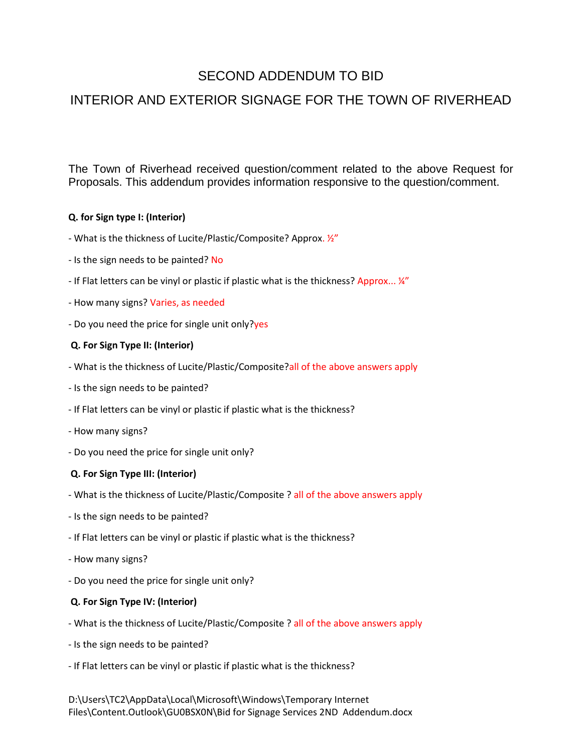# SECOND ADDENDUM TO BID

# INTERIOR AND EXTERIOR SIGNAGE FOR THE TOWN OF RIVERHEAD

The Town of Riverhead received question/comment related to the above Request for Proposals. This addendum provides information responsive to the question/comment.

**Q. for Sign type I: (Interior)**

- What is the thickness of Lucite/Plastic/Composite? Approx. ½"

- Is the sign needs to be painted? No

- If Flat letters can be vinyl or plastic if plastic what is the thickness? Approx... ¼"

- How many signs? Varies, as needed

- Do you need the price for single unit only?yes

**Q. For Sign Type II: (Interior)**

- What is the thickness of Lucite/Plastic/Composite?all of the above answers apply

- Is the sign needs to be painted?

- If Flat letters can be vinyl or plastic if plastic what is the thickness?

- How many signs?

- Do you need the price for single unit only?

**Q. For Sign Type III: (Interior)**

- What is the thickness of Lucite/Plastic/Composite ? all of the above answers apply

- Is the sign needs to be painted?

- If Flat letters can be vinyl or plastic if plastic what is the thickness?

- How many signs?

- Do you need the price for single unit only?

**Q. For Sign Type IV: (Interior)**

- What is the thickness of Lucite/Plastic/Composite ? all of the above answers apply

- Is the sign needs to be painted?

- If Flat letters can be vinyl or plastic if plastic what is the thickness?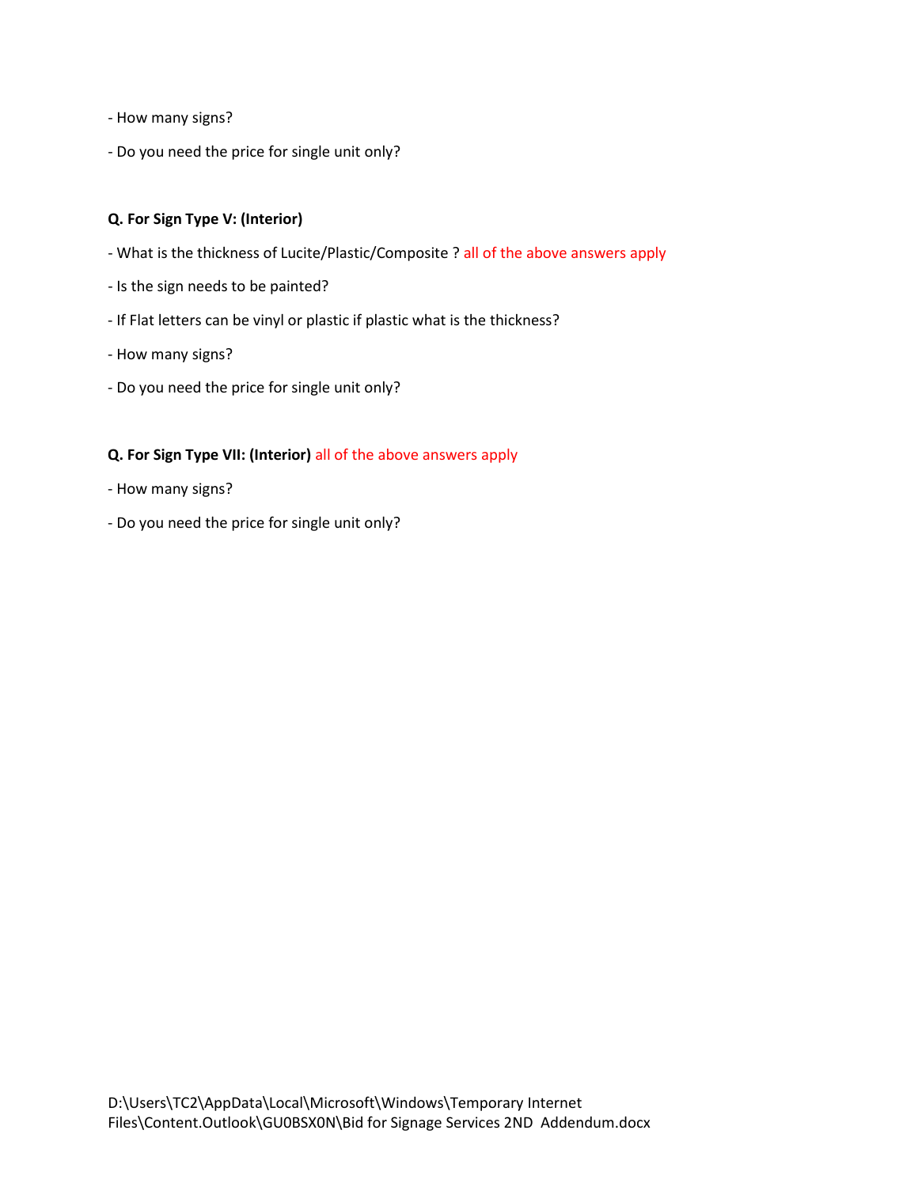- How many signs?

- Do you need the price for single unit only?

**Q. For Sign Type V: (Interior)**

- What is the thickness of Lucite/Plastic/Composite ? all of the above answers apply

- Is the sign needs to be painted?

- If Flat letters can be vinyl or plastic if plastic what is the thickness?

- How many signs?

- Do you need the price for single unit only?

**Q. For Sign Type VII: (Interior)** all of the above answers apply

- How many signs?

- Do you need the price for single unit only?

D:\Users\TC2\AppData\Local\Microsoft\Windows\Temporary Internet Files\Content.Outlook\GU0BSX0N\Bid for Signage Services 2ND Addendum.docx